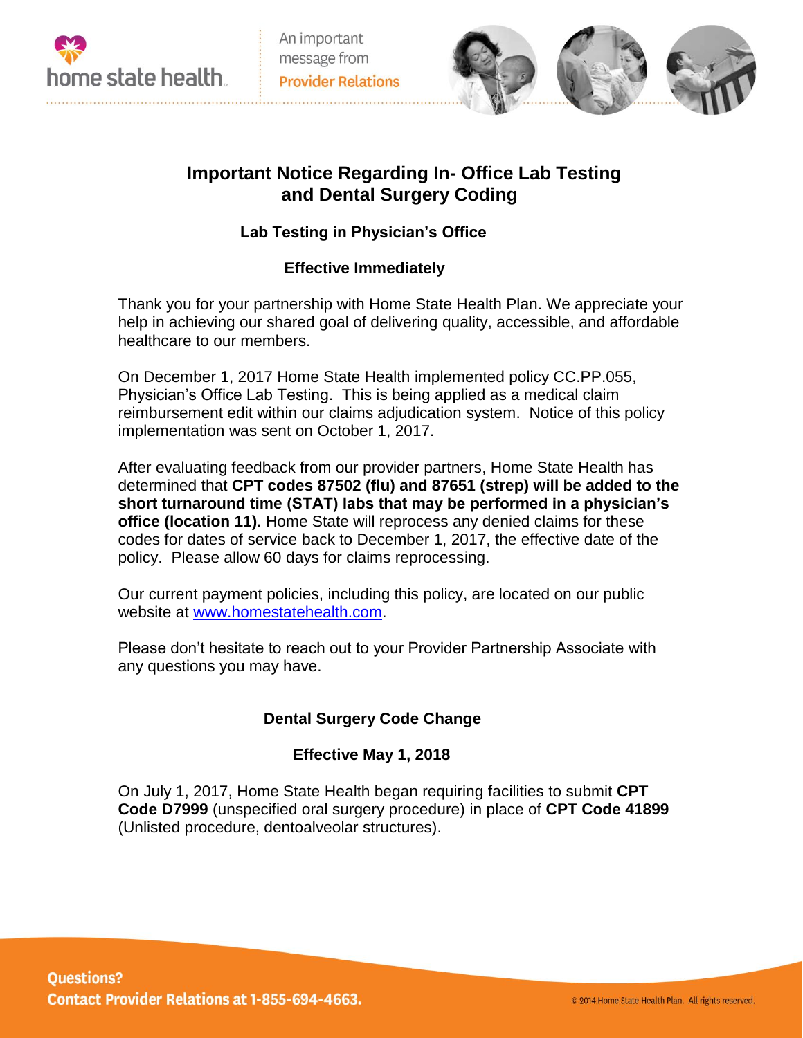home state health

An important message from **Provider Relations**

# Important Notice Regarding In- Office Lab Testing and Dental Surgery Coding

## Lab Testing in Physician's Office

### Effective Immediately

Thank you for your partnership with Home State Health Plan. We appreciate your help in achieving our shared goal of delivering quality, accessible, and affordable healthcare to our members.

On December 1, 2017 Home State Health implemented policy CC.PP.055, Physician's Office Lab Testing. This is being applied as a medical claim reimbursement edit within our claims adjudication system. Notice of this policy implementation was sent on October 1, 2017.

After evaluating feedback from our provider partners, Home State Health has determined that **CPT codes 87502 (flu) and 87651 (strep) will be added to the short turnaround time (STAT) labs that may be performed in a physician's office (location 11).** Home State will reprocess any denied claims for these codes for dates of service back to December 1, 2017, the effective date of the policy. Please allow 60 days for claims reprocessing.

Our current payment policies, including this policy, are located on our public website at www.homestatehealth.com.

Please don't hesitate to reach out to your Provider Partnership Associate with any questions you may have.

## Dental Surgery Code Change

### Effective May 1, 2018

On July 1, 2017, Home State Health began requiring facilities to submit **CPT Code D7999** (unspecified oral surgery procedure) in place of **CPT Code 41899** (Unlisted procedure, dentoalveolar structures).

**Questions?**
**Contact Provider Relations at 1-855-694-4663.**

© 2014 Home State Health Plan. All rights reserved.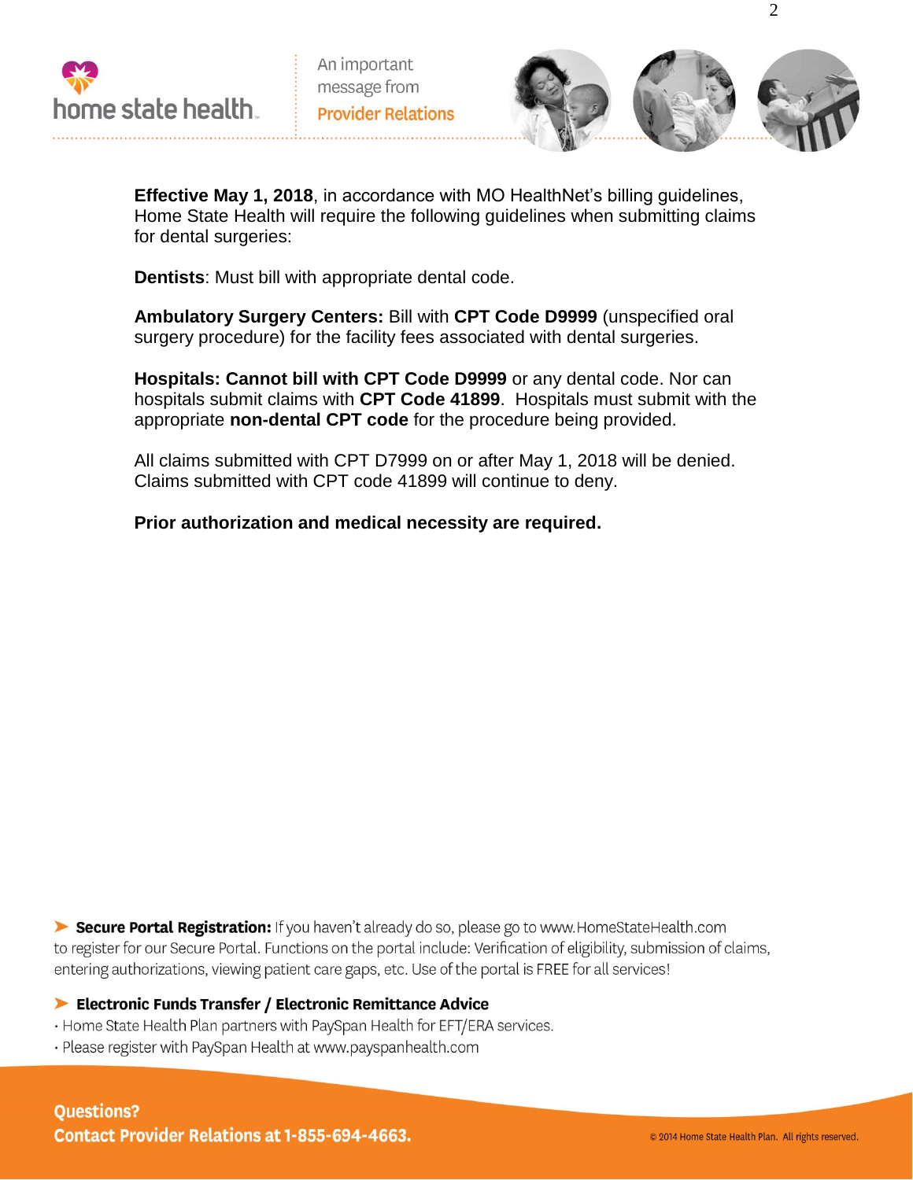home state health

An important message from **Provider Relations**

**Effective May 1, 2018**, in accordance with MO HealthNet's billing guidelines, Home State Health will require the following guidelines when submitting claims for dental surgeries:

**Dentists**: Must bill with appropriate dental code.

**Ambulatory Surgery Centers:** Bill with **CPT Code D9999** (unspecified oral surgery procedure) for the facility fees associated with dental surgeries.

**Hospitals: Cannot bill with CPT Code D9999** or any dental code. Nor can hospitals submit claims with **CPT Code 41899**. Hospitals must submit with the appropriate **non-dental CPT code** for the procedure being provided.

All claims submitted with CPT D7999 on or after May 1, 2018 will be denied. Claims submitted with CPT code 41899 will continue to deny.

**Prior authorization and medical necessity are required.**

➤ **Secure Portal Registration:** If you haven't already do so, please go to www.HomeStateHealth.com to register for our Secure Portal. Functions on the portal include: Verification of eligibility, submission of claims, entering authorizations, viewing patient care gaps, etc. Use of the portal is FREE for all services!

➤ **Electronic Funds Transfer / Electronic Remittance Advice**

- Home State Health Plan partners with PaySpan Health for EFT/ERA services.
- Please register with PaySpan Health at www.payspanhealth.com

**Questions?**
**Contact Provider Relations at 1-855-694-4663.**

© 2014 Home State Health Plan. All rights reserved.